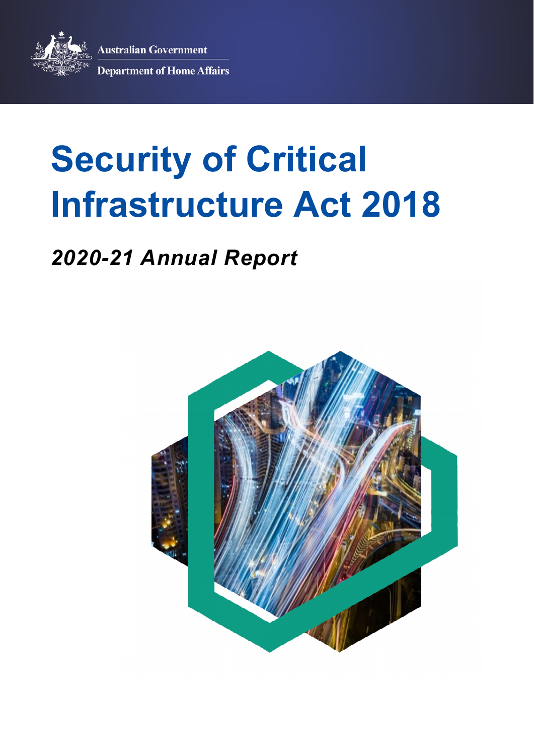Australian Government

Department of Home Affairs

# Security of Critical Infrastructure Act 2018

## *2020-21 Annual Report*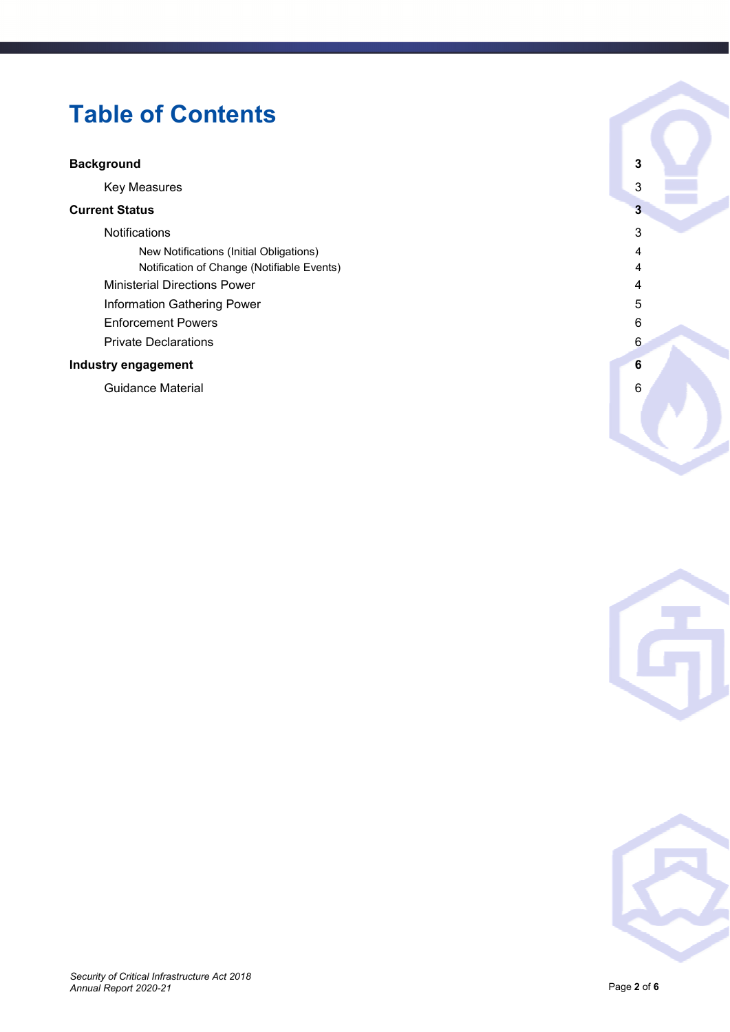# Table of Contents

| | |
|---|---|
| **Background** | **3** |
| Key Measures | 3 |
| **Current Status** | **3** |
| Notifications | 3 |
| New Notifications (Initial Obligations) | 4 |
| Notification of Change (Notifiable Events) | 4 |
| Ministerial Directions Power | 4 |
| Information Gathering Power | 5 |
| Enforcement Powers | 6 |
| Private Declarations | 6 |
| **Industry engagement** | **6** |
| Guidance Material | 6 |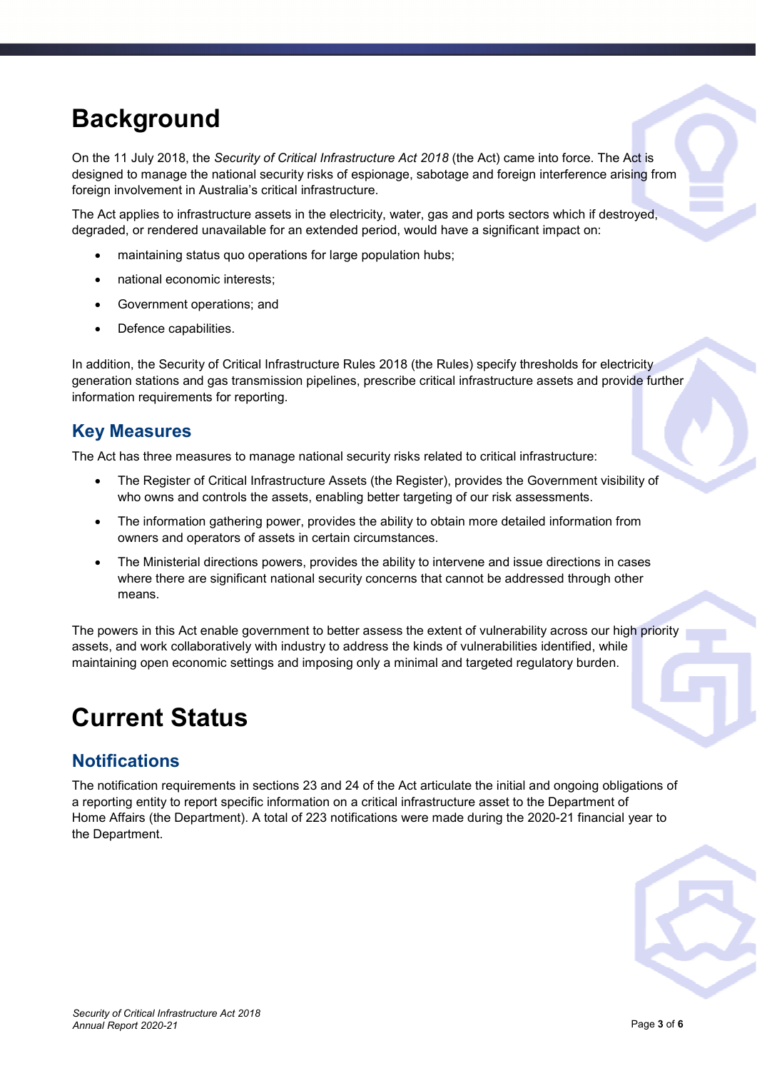# Background

On the 11 July 2018, the *Security of Critical Infrastructure Act 2018* (the Act) came into force. The Act is designed to manage the national security risks of espionage, sabotage and foreign interference arising from foreign involvement in Australia's critical infrastructure.

The Act applies to infrastructure assets in the electricity, water, gas and ports sectors which if destroyed, degraded, or rendered unavailable for an extended period, would have a significant impact on:

- maintaining status quo operations for large population hubs;
- national economic interests;
- Government operations; and
- Defence capabilities.

In addition, the Security of Critical Infrastructure Rules 2018 (the Rules) specify thresholds for electricity generation stations and gas transmission pipelines, prescribe critical infrastructure assets and provide further information requirements for reporting.

## Key Measures

The Act has three measures to manage national security risks related to critical infrastructure:

- The Register of Critical Infrastructure Assets (the Register), provides the Government visibility of who owns and controls the assets, enabling better targeting of our risk assessments.
- The information gathering power, provides the ability to obtain more detailed information from owners and operators of assets in certain circumstances.
- The Ministerial directions powers, provides the ability to intervene and issue directions in cases where there are significant national security concerns that cannot be addressed through other means.

The powers in this Act enable government to better assess the extent of vulnerability across our high priority assets, and work collaboratively with industry to address the kinds of vulnerabilities identified, while maintaining open economic settings and imposing only a minimal and targeted regulatory burden.

# Current Status

## Notifications

The notification requirements in sections 23 and 24 of the Act articulate the initial and ongoing obligations of a reporting entity to report specific information on a critical infrastructure asset to the Department of Home Affairs (the Department). A total of 223 notifications were made during the 2020-21 financial year to the Department.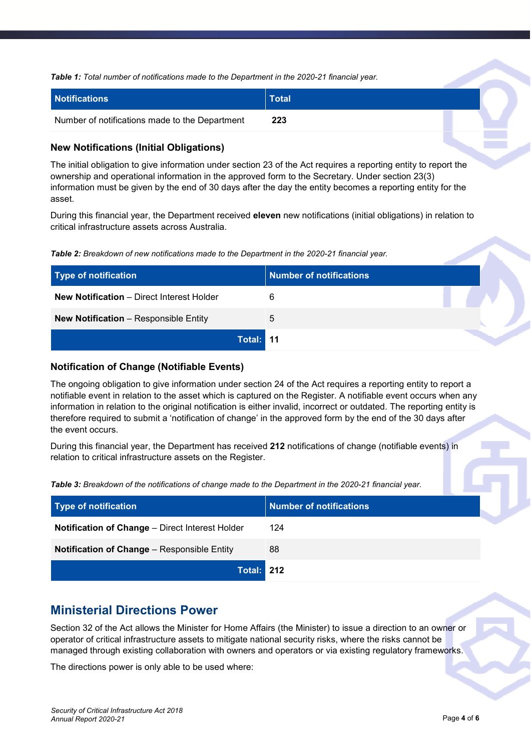***Table 1:*** *Total number of notifications made to the Department in the 2020-21 financial year.*

| Notifications | Total |
| --- | --- |
| Number of notifications made to the Department | **223** |

### New Notifications (Initial Obligations)

The initial obligation to give information under section 23 of the Act requires a reporting entity to report the ownership and operational information in the approved form to the Secretary. Under section 23(3) information must be given by the end of 30 days after the day the entity becomes a reporting entity for the asset.

During this financial year, the Department received **eleven** new notifications (initial obligations) in relation to critical infrastructure assets across Australia.

***Table 2:*** *Breakdown of new notifications made to the Department in the 2020-21 financial year.*

| Type of notification | Number of notifications |
| --- | --- |
| **New Notification** – Direct Interest Holder | 6 |
| **New Notification** – Responsible Entity | 5 |
| **Total:** | **11** |

### Notification of Change (Notifiable Events)

The ongoing obligation to give information under section 24 of the Act requires a reporting entity to report a notifiable event in relation to the asset which is captured on the Register. A notifiable event occurs when any information in relation to the original notification is either invalid, incorrect or outdated. The reporting entity is therefore required to submit a 'notification of change' in the approved form by the end of the 30 days after the event occurs.

During this financial year, the Department has received **212** notifications of change (notifiable events) in relation to critical infrastructure assets on the Register.

***Table 3:*** *Breakdown of the notifications of change made to the Department in the 2020-21 financial year.*

| Type of notification | Number of notifications |
| --- | --- |
| **Notification of Change** – Direct Interest Holder | 124 |
| **Notification of Change** – Responsible Entity | 88 |
| **Total:** | **212** |

## Ministerial Directions Power

Section 32 of the Act allows the Minister for Home Affairs (the Minister) to issue a direction to an owner or operator of critical infrastructure assets to mitigate national security risks, where the risks cannot be managed through existing collaboration with owners and operators or via existing regulatory frameworks.

The directions power is only able to be used where: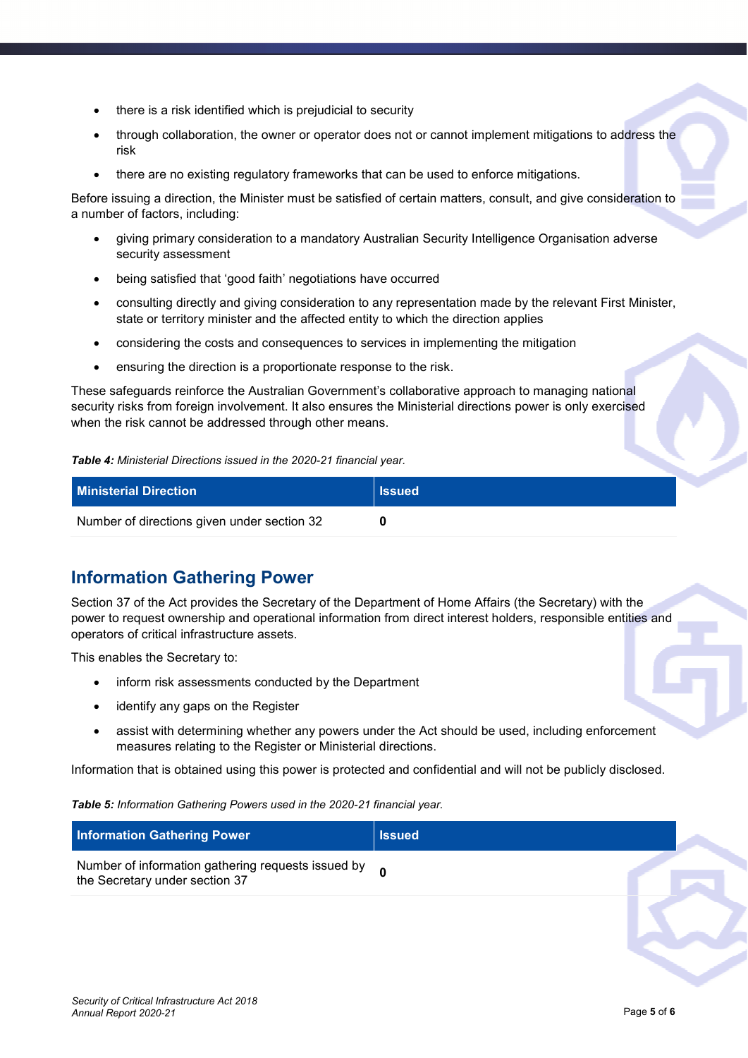- there is a risk identified which is prejudicial to security
- through collaboration, the owner or operator does not or cannot implement mitigations to address the risk
- there are no existing regulatory frameworks that can be used to enforce mitigations.

Before issuing a direction, the Minister must be satisfied of certain matters, consult, and give consideration to a number of factors, including:

- giving primary consideration to a mandatory Australian Security Intelligence Organisation adverse security assessment
- being satisfied that 'good faith' negotiations have occurred
- consulting directly and giving consideration to any representation made by the relevant First Minister, state or territory minister and the affected entity to which the direction applies
- considering the costs and consequences to services in implementing the mitigation
- ensuring the direction is a proportionate response to the risk.

These safeguards reinforce the Australian Government's collaborative approach to managing national security risks from foreign involvement. It also ensures the Ministerial directions power is only exercised when the risk cannot be addressed through other means.

***Table 4:** Ministerial Directions issued in the 2020-21 financial year.*

| Ministerial Direction | Issued |
| --- | --- |
| Number of directions given under section 32 | **0** |

## Information Gathering Power

Section 37 of the Act provides the Secretary of the Department of Home Affairs (the Secretary) with the power to request ownership and operational information from direct interest holders, responsible entities and operators of critical infrastructure assets.

This enables the Secretary to:

- inform risk assessments conducted by the Department
- identify any gaps on the Register
- assist with determining whether any powers under the Act should be used, including enforcement measures relating to the Register or Ministerial directions.

Information that is obtained using this power is protected and confidential and will not be publicly disclosed.

***Table 5:** Information Gathering Powers used in the 2020-21 financial year.*

| Information Gathering Power | Issued |
| --- | --- |
| Number of information gathering requests issued by the Secretary under section 37 | **0** |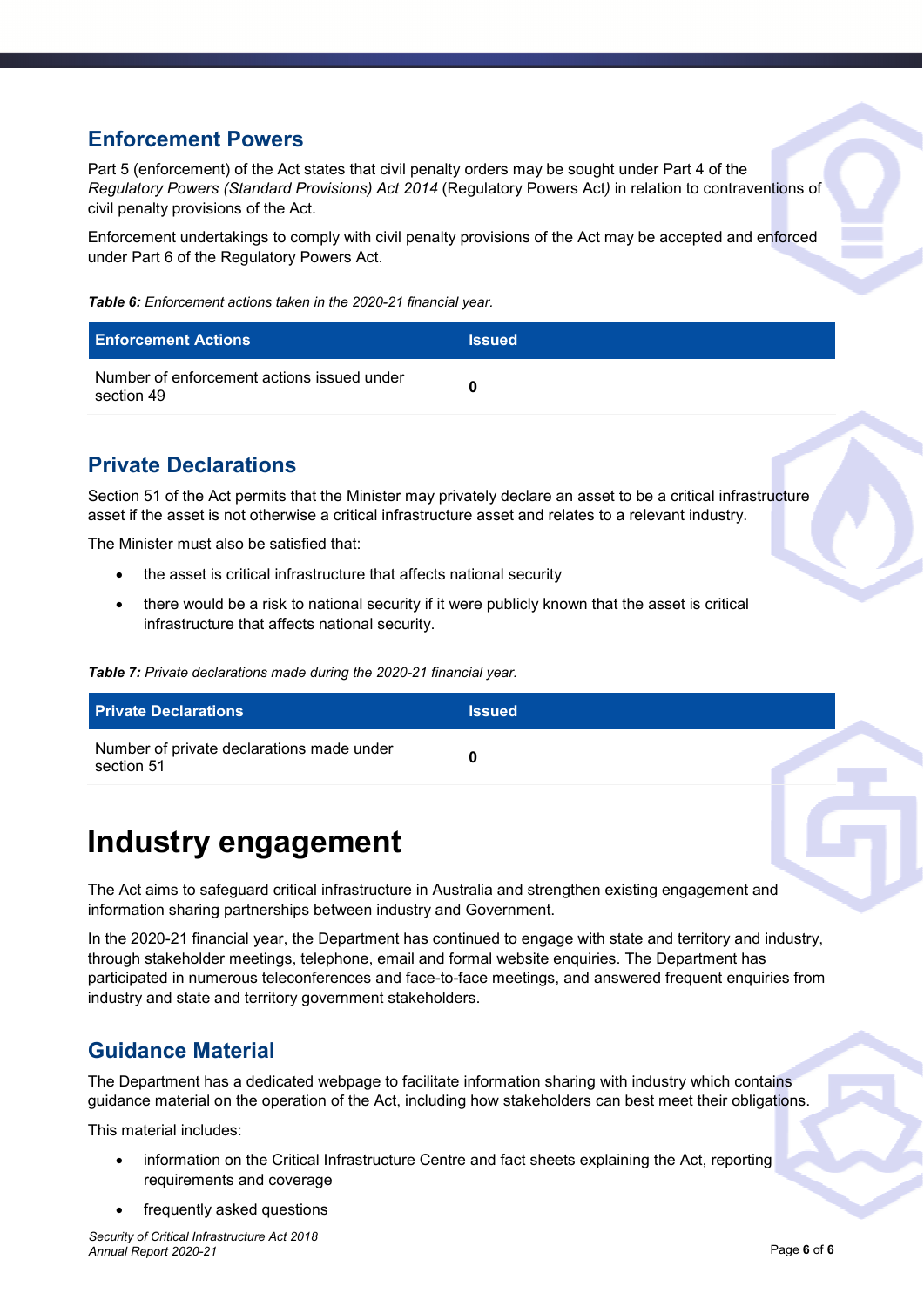## Enforcement Powers

Part 5 (enforcement) of the Act states that civil penalty orders may be sought under Part 4 of the *Regulatory Powers (Standard Provisions) Act 2014* (Regulatory Powers Act*)* in relation to contraventions of civil penalty provisions of the Act.

Enforcement undertakings to comply with civil penalty provisions of the Act may be accepted and enforced under Part 6 of the Regulatory Powers Act.

***Table 6:*** *Enforcement actions taken in the 2020-21 financial year.*

| Enforcement Actions | Issued |
| --- | --- |
| Number of enforcement actions issued under section 49 | **0** |

## Private Declarations

Section 51 of the Act permits that the Minister may privately declare an asset to be a critical infrastructure asset if the asset is not otherwise a critical infrastructure asset and relates to a relevant industry.

The Minister must also be satisfied that:

- the asset is critical infrastructure that affects national security
- there would be a risk to national security if it were publicly known that the asset is critical infrastructure that affects national security.

***Table 7:*** *Private declarations made during the 2020-21 financial year.*

| Private Declarations | Issued |
| --- | --- |
| Number of private declarations made under section 51 | **0** |

# Industry engagement

The Act aims to safeguard critical infrastructure in Australia and strengthen existing engagement and information sharing partnerships between industry and Government.

In the 2020-21 financial year, the Department has continued to engage with state and territory and industry, through stakeholder meetings, telephone, email and formal website enquiries. The Department has participated in numerous teleconferences and face-to-face meetings, and answered frequent enquiries from industry and state and territory government stakeholders.

## Guidance Material

The Department has a dedicated webpage to facilitate information sharing with industry which contains guidance material on the operation of the Act, including how stakeholders can best meet their obligations.

This material includes:

- information on the Critical Infrastructure Centre and fact sheets explaining the Act, reporting requirements and coverage
- frequently asked questions